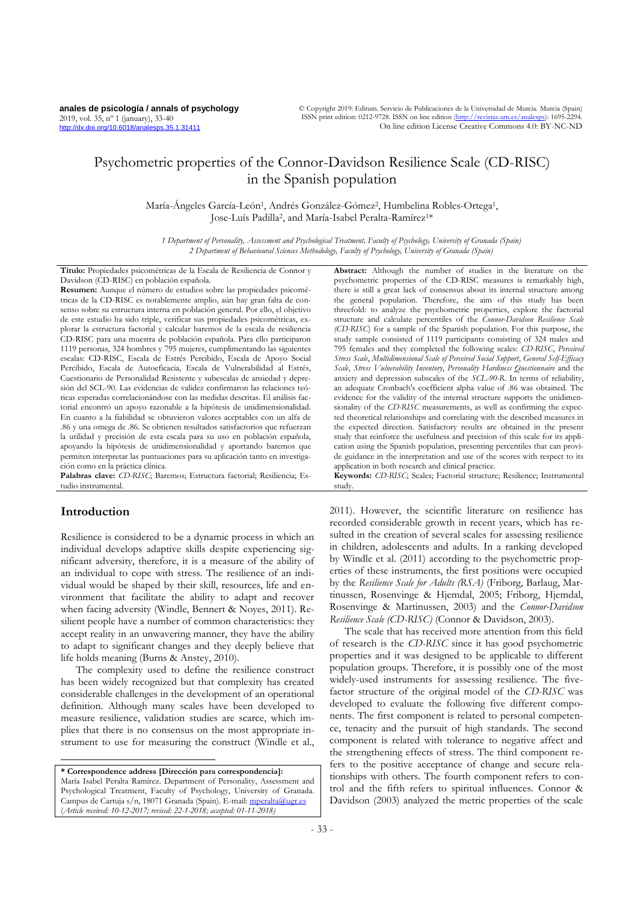# Psychometric properties of the Connor-Davidson Resilience Scale (CD-RISC) in the Spanish population

María-Ángeles García-León[1], Andrés González-Gómez[2], Humbelina Robles-Ortega[1], Jose-Luís Padilla[2], and María-Isabel Peralta-Ramírez[1]*

*1 Department of Personality, Assessment and Psychological Treatment, Faculty of Psychology, University of Granada (Spain)*
*2 Department of Behavioural Sciences Methodology, Faculty of Psychology, University of Granada (Spain)*

**Título:** Propiedades psicométricas de la Escala de Resiliencia de Connor y Davidson (CD-RISC) en población española.

**Resumen:** Aunque el número de estudios sobre las propiedades psicométricas de la CD-RISC es notablemente amplio, aún hay gran falta de consenso sobre su estructura interna en población general. Por ello, el objetivo de este estudio ha sido triple, verificar sus propiedades psicométricas, explorar la estructura factorial y calcular baremos de la escala de resiliencia CD-RISC para una muestra de población española. Para ello participaron 1119 personas, 324 hombres y 795 mujeres, cumplimentando las siguientes escalas: CD-RISC, Escala de Estrés Percibido, Escala de Apoyo Social Percibido, Escala de Autoeficacia, Escala de Vulnerabilidad al Estrés, Cuestionario de Personalidad Resistente y subescalas de ansiedad y depresión del SCL-90. Las evidencias de validez confirmaron las relaciones teóricas esperadas correlacionándose con las medidas descritas. El análisis factorial encontró un apoyo razonable a la hipótesis de unidimensionalidad. En cuanto a la fiabilidad se obtuvieron valores aceptables con un alfa de .86 y una omega de .86. Se obtienen resultados satisfactorios que refuerzan la utilidad y precisión de esta escala para su uso en población española, apoyando la hipótesis de unidimensionalidad y aportando baremos que permiten interpretar las puntuaciones para su aplicación tanto en investigación como en la práctica clínica.

**Palabras clave:** *CD-RISC*; Baremos; Estructura factorial; Resiliencia; Estudio instrumental.

**Abstract:** Although the number of studies in the literature on the psychometric properties of the CD-RISC measures is remarkably high, there is still a great lack of consensus about its internal structure among the general population. Therefore, the aim of this study has been threefold: to analyze the psychometric properties, explore the factorial structure and calculate percentiles of the *Connor-Davidson Resilience Scale (CD-RISC)* for a sample of the Spanish population. For this purpose, the study sample consisted of 1119 participants consisting of 324 males and 795 females and they completed the following scales: *CD-RISC*, *Perceived Stress Scale*, *Multidimensional Scale of Perceived Social Support*, *General Self-Efficacy Scale*, *Stress Vulnerability Inventory*, *Personality Hardiness Questionnaire* and the anxiety and depression subscales of the *SCL-90-R*. In terms of reliability, an adequate Cronbach's coefficient alpha value of .86 was obtained. The evidence for the validity of the internal structure supports the unidimensionality of the *CD-RISC* measurements, as well as confirming the expected theoretical relationships and correlating with the described measures in the expected direction. Satisfactory results are obtained in the present study that reinforce the usefulness and precision of this scale for its application using the Spanish population, presenting percentiles that can provide guidance in the interpretation and use of the scores with respect to its application in both research and clinical practice.

**Keywords:** *CD-RISC*; Scales; Factorial structure; Resilience; Instrumental study.

## Introduction

Resilience is considered to be a dynamic process in which an individual develops adaptive skills despite experiencing significant adversity, therefore, it is a measure of the ability of an individual to cope with stress. The resilience of an individual would be shaped by their skill, resources, life and environment that facilitate the ability to adapt and recover when facing adversity (Windle, Bennert & Noyes, 2011). Resilient people have a number of common characteristics: they accept reality in an unwavering manner, they have the ability to adapt to significant changes and they deeply believe that life holds meaning (Burns & Anstey, 2010).

The complexity used to define the resilience construct has been widely recognized but that complexity has created considerable challenges in the development of an operational definition. Although many scales have been developed to measure resilience, validation studies are scarce, which implies that there is no consensus on the most appropriate instrument to use for measuring the construct (Windle et al., 2011). However, the scientific literature on resilience has recorded considerable growth in recent years, which has resulted in the creation of several scales for assessing resilience in children, adolescents and adults. In a ranking developed by Windle et al. (2011) according to the psychometric properties of these instruments, the first positions were occupied by the *Resilience Scale for Adults (RSA)* (Friborg, Barlaug, Martinussen, Rosenvinge & Hjemdal, 2005; Friborg, Hjemdal, Rosenvinge & Martinussen, 2003) and the *Connor-Davidson Resilience Scale (CD-RISC)* (Connor & Davidson, 2003).

The scale that has received more attention from this field of research is the *CD-RISC* since it has good psychometric properties and it was designed to be applicable to different population groups. Therefore, it is possibly one of the most widely-used instruments for assessing resilience. The five-factor structure of the original model of the *CD-RISC* was developed to evaluate the following five different components. The first component is related to personal competence, tenacity and the pursuit of high standards. The second component is related with tolerance to negative affect and the strengthening effects of stress. The third component refers to the positive acceptance of change and secure relationships with others. The fourth component refers to control and the fifth refers to spiritual influences. Connor & Davidson (2003) analyzed the metric properties of the scale

---

**\* Correspondence address [Dirección para correspondencia]:**
María Isabel Peralta Ramírez. Department of Personality, Assessment and Psychological Treatment, Faculty of Psychology, University of Granada. Campus de Cartuja s/n, 18071 Granada (Spain). E-mail: mperalta@ugr.es
(*Article received: 10-12-2017; revised: 22-1-2018; accepted: 01-11-2018*)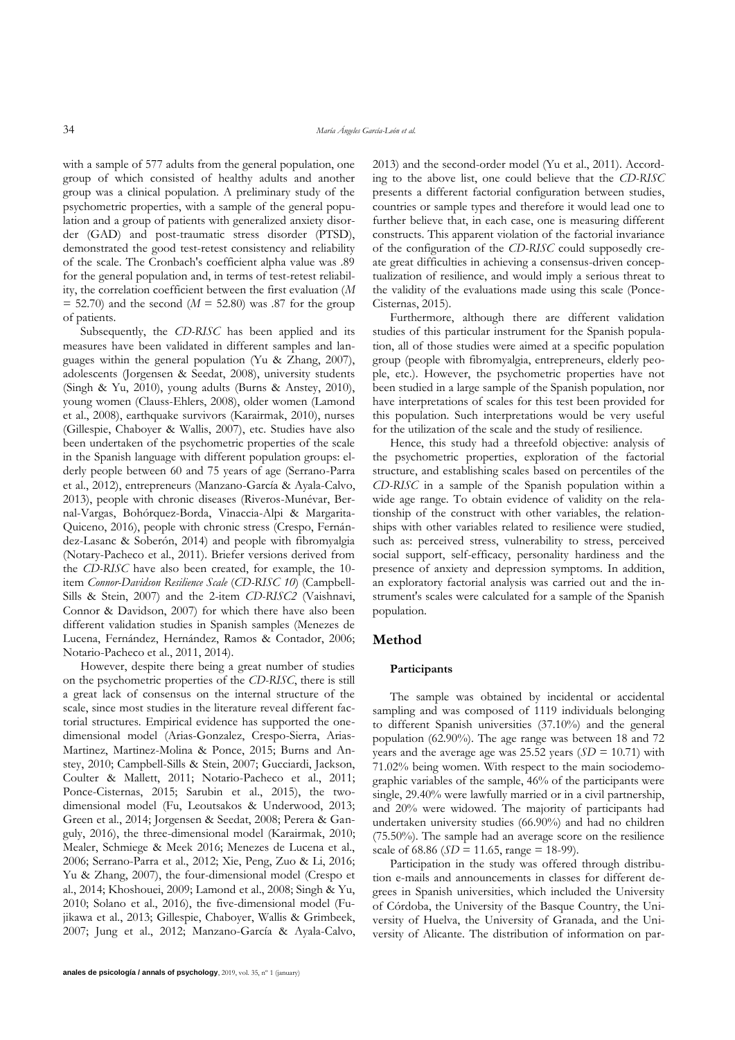with a sample of 577 adults from the general population, one group of which consisted of healthy adults and another group was a clinical population. A preliminary study of the psychometric properties, with a sample of the general population and a group of patients with generalized anxiety disorder (GAD) and post-traumatic stress disorder (PTSD), demonstrated the good test-retest consistency and reliability of the scale. The Cronbach's coefficient alpha value was .89 for the general population and, in terms of test-retest reliability, the correlation coefficient between the first evaluation ($M = 52.70$) and the second ($M = 52.80$) was .87 for the group of patients.

Subsequently, the *CD-RISC* has been applied and its measures have been validated in different samples and languages within the general population (Yu & Zhang, 2007), adolescents (Jorgensen & Seedat, 2008), university students (Singh & Yu, 2010), young adults (Burns & Anstey, 2010), young women (Clauss-Ehlers, 2008), older women (Lamond et al., 2008), earthquake survivors (Karairmak, 2010), nurses (Gillespie, Chaboyer & Wallis, 2007), etc. Studies have also been undertaken of the psychometric properties of the scale in the Spanish language with different population groups: elderly people between 60 and 75 years of age (Serrano-Parra et al., 2012), entrepreneurs (Manzano-García & Ayala-Calvo, 2013), people with chronic diseases (Riveros-Munévar, Bernal-Vargas, Bohórquez-Borda, Vinaccia-Alpi & Margarita-Quiceno, 2016), people with chronic stress (Crespo, Fernández-Lasanc & Soberón, 2014) and people with fibromyalgia (Notary-Pacheco et al., 2011). Briefer versions derived from the *CD-RISC* have also been created, for example, the 10-item *Connor-Davidson Resilience Scale* (*CD-RISC 10*) (Campbell-Sills & Stein, 2007) and the 2-item *CD-RISC2* (Vaishnavi, Connor & Davidson, 2007) for which there have also been different validation studies in Spanish samples (Menezes de Lucena, Fernández, Hernández, Ramos & Contador, 2006; Notario-Pacheco et al., 2011, 2014).

However, despite there being a great number of studies on the psychometric properties of the *CD-RISC*, there is still a great lack of consensus on the internal structure of the scale, since most studies in the literature reveal different factorial structures. Empirical evidence has supported the one-dimensional model (Arias-Gonzalez, Crespo-Sierra, Arias-Martinez, Martinez-Molina & Ponce, 2015; Burns and Anstey, 2010; Campbell-Sills & Stein, 2007; Gucciardi, Jackson, Coulter & Mallett, 2011; Notario-Pacheco et al., 2011; Ponce-Cisternas, 2015; Sarubin et al., 2015), the two-dimensional model (Fu, Leoutsakos & Underwood, 2013; Green et al., 2014; Jorgensen & Seedat, 2008; Perera & Ganguly, 2016), the three-dimensional model (Karairmak, 2010; Mealer, Schmiege & Meek 2016; Menezes de Lucena et al., 2006; Serrano-Parra et al., 2012; Xie, Peng, Zuo & Li, 2016; Yu & Zhang, 2007), the four-dimensional model (Crespo et al., 2014; Khoshouei, 2009; Lamond et al., 2008; Singh & Yu, 2010; Solano et al., 2016), the five-dimensional model (Fujikawa et al., 2013; Gillespie, Chaboyer, Wallis & Grimbeek, 2007; Jung et al., 2012; Manzano-García & Ayala-Calvo, 2013) and the second-order model (Yu et al., 2011). According to the above list, one could believe that the *CD-RISC* presents a different factorial configuration between studies, countries or sample types and therefore it would lead one to further believe that, in each case, one is measuring different constructs. This apparent violation of the factorial invariance of the configuration of the *CD-RISC* could supposedly create great difficulties in achieving a consensus-driven conceptualization of resilience, and would imply a serious threat to the validity of the evaluations made using this scale (Ponce-Cisternas, 2015).

Furthermore, although there are different validation studies of this particular instrument for the Spanish population, all of those studies were aimed at a specific population group (people with fibromyalgia, entrepreneurs, elderly people, etc.). However, the psychometric properties have not been studied in a large sample of the Spanish population, nor have interpretations of scales for this test been provided for this population. Such interpretations would be very useful for the utilization of the scale and the study of resilience.

Hence, this study had a threefold objective: analysis of the psychometric properties, exploration of the factorial structure, and establishing scales based on percentiles of the *CD-RISC* in a sample of the Spanish population within a wide age range. To obtain evidence of validity on the relationship of the construct with other variables, the relationships with other variables related to resilience were studied, such as: perceived stress, vulnerability to stress, perceived social support, self-efficacy, personality hardiness and the presence of anxiety and depression symptoms. In addition, an exploratory factorial analysis was carried out and the instrument's scales were calculated for a sample of the Spanish population.

## Method

### Participants

The sample was obtained by incidental or accidental sampling and was composed of 1119 individuals belonging to different Spanish universities (37.10%) and the general population (62.90%). The age range was between 18 and 72 years and the average age was 25.52 years ($SD = 10.71$) with 71.02% being women. With respect to the main sociodemographic variables of the sample, 46% of the participants were single, 29.40% were lawfully married or in a civil partnership, and 20% were widowed. The majority of participants had undertaken university studies (66.90%) and had no children (75.50%). The sample had an average score on the resilience scale of 68.86 ($SD = 11.65$, range = 18-99).

Participation in the study was offered through distribution e-mails and announcements in classes for different degrees in Spanish universities, which included the University of Córdoba, the University of the Basque Country, the University of Huelva, the University of Granada, and the University of Alicante. The distribution of information on par-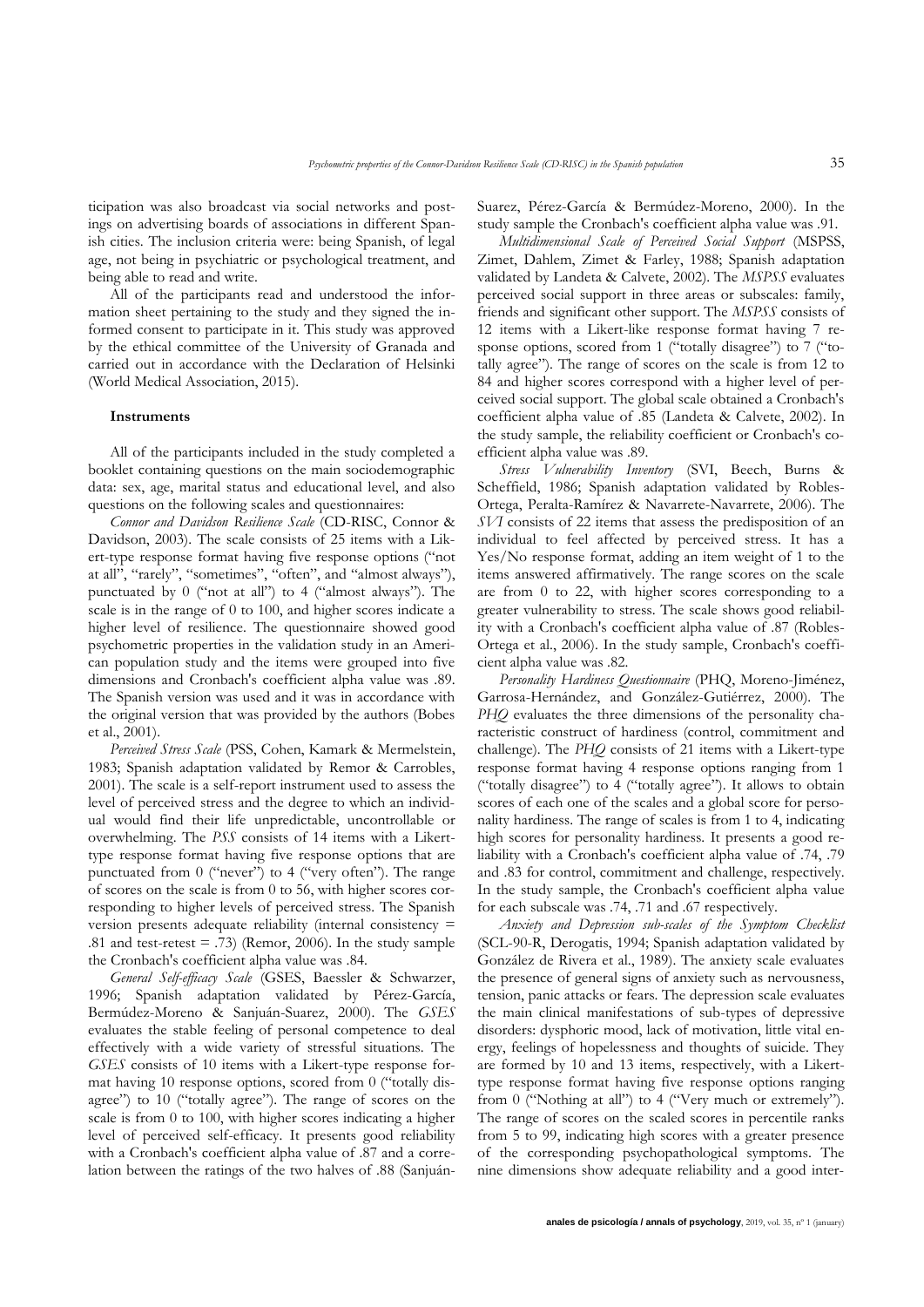ticipation was also broadcast via social networks and postings on advertising boards of associations in different Spanish cities. The inclusion criteria were: being Spanish, of legal age, not being in psychiatric or psychological treatment, and being able to read and write.

All of the participants read and understood the information sheet pertaining to the study and they signed the informed consent to participate in it. This study was approved by the ethical committee of the University of Granada and carried out in accordance with the Declaration of Helsinki (World Medical Association, 2015).

### Instruments

All of the participants included in the study completed a booklet containing questions on the main sociodemographic data: sex, age, marital status and educational level, and also questions on the following scales and questionnaires:

*Connor and Davidson Resilience Scale* (CD-RISC, Connor & Davidson, 2003). The scale consists of 25 items with a Likert-type response format having five response options ("not at all", "rarely", "sometimes", "often", and "almost always"), punctuated by 0 ("not at all") to 4 ("almost always"). The scale is in the range of 0 to 100, and higher scores indicate a higher level of resilience. The questionnaire showed good psychometric properties in the validation study in an American population study and the items were grouped into five dimensions and Cronbach's coefficient alpha value was .89. The Spanish version was used and it was in accordance with the original version that was provided by the authors (Bobes et al., 2001).

*Perceived Stress Scale* (PSS, Cohen, Kamark & Mermelstein, 1983; Spanish adaptation validated by Remor & Carrobles, 2001). The scale is a self-report instrument used to assess the level of perceived stress and the degree to which an individual would find their life unpredictable, uncontrollable or overwhelming. The *PSS* consists of 14 items with a Likert-type response format having five response options that are punctuated from 0 ("never") to 4 ("very often"). The range of scores on the scale is from 0 to 56, with higher scores corresponding to higher levels of perceived stress. The Spanish version presents adequate reliability (internal consistency = .81 and test-retest = .73) (Remor, 2006). In the study sample the Cronbach's coefficient alpha value was .84.

*General Self-efficacy Scale* (GSES, Baessler & Schwarzer, 1996; Spanish adaptation validated by Pérez-García, Bermúdez-Moreno & Sanjuán-Suarez, 2000). The *GSES* evaluates the stable feeling of personal competence to deal effectively with a wide variety of stressful situations. The *GSES* consists of 10 items with a Likert-type response format having 10 response options, scored from 0 ("totally disagree") to 10 ("totally agree"). The range of scores on the scale is from 0 to 100, with higher scores indicating a higher level of perceived self-efficacy. It presents good reliability with a Cronbach's coefficient alpha value of .87 and a correlation between the ratings of the two halves of .88 (Sanjuán-Suarez, Pérez-García & Bermúdez-Moreno, 2000). In the study sample the Cronbach's coefficient alpha value was .91.

*Multidimensional Scale of Perceived Social Support* (MSPSS, Zimet, Dahlem, Zimet & Farley, 1988; Spanish adaptation validated by Landeta & Calvete, 2002). The *MSPSS* evaluates perceived social support in three areas or subscales: family, friends and significant other support. The *MSPSS* consists of 12 items with a Likert-like response format having 7 response options, scored from 1 ("totally disagree") to 7 ("totally agree"). The range of scores on the scale is from 12 to 84 and higher scores correspond with a higher level of perceived social support. The global scale obtained a Cronbach's coefficient alpha value of .85 (Landeta & Calvete, 2002). In the study sample, the reliability coefficient or Cronbach's coefficient alpha value was .89.

*Stress Vulnerability Inventory* (SVI, Beech, Burns & Scheffield, 1986; Spanish adaptation validated by Robles-Ortega, Peralta-Ramírez & Navarrete-Navarrete, 2006). The *SVI* consists of 22 items that assess the predisposition of an individual to feel affected by perceived stress. It has a Yes/No response format, adding an item weight of 1 to the items answered affirmatively. The range scores on the scale are from 0 to 22, with higher scores corresponding to a greater vulnerability to stress. The scale shows good reliability with a Cronbach's coefficient alpha value of .87 (Robles-Ortega et al., 2006). In the study sample, Cronbach's coefficient alpha value was .82.

*Personality Hardiness Questionnaire* (PHQ, Moreno-Jiménez, Garrosa-Hernández, and González-Gutiérrez, 2000). The *PHQ* evaluates the three dimensions of the personality characteristic construct of hardiness (control, commitment and challenge). The *PHQ* consists of 21 items with a Likert-type response format having 4 response options ranging from 1 ("totally disagree") to 4 ("totally agree"). It allows to obtain scores of each one of the scales and a global score for personality hardiness. The range of scales is from 1 to 4, indicating high scores for personality hardiness. It presents a good reliability with a Cronbach's coefficient alpha value of .74, .79 and .83 for control, commitment and challenge, respectively. In the study sample, the Cronbach's coefficient alpha value for each subscale was .74, .71 and .67 respectively.

*Anxiety and Depression sub-scales of the Symptom Checklist* (SCL-90-R, Derogatis, 1994; Spanish adaptation validated by González de Rivera et al., 1989). The anxiety scale evaluates the presence of general signs of anxiety such as nervousness, tension, panic attacks or fears. The depression scale evaluates the main clinical manifestations of sub-types of depressive disorders: dysphoric mood, lack of motivation, little vital energy, feelings of hopelessness and thoughts of suicide. They are formed by 10 and 13 items, respectively, with a Likert-type response format having five response options ranging from 0 ("Nothing at all") to 4 ("Very much or extremely"). The range of scores on the scaled scores in percentile ranks from 5 to 99, indicating high scores with a greater presence of the corresponding psychopathological symptoms. The nine dimensions show adequate reliability and a good inter-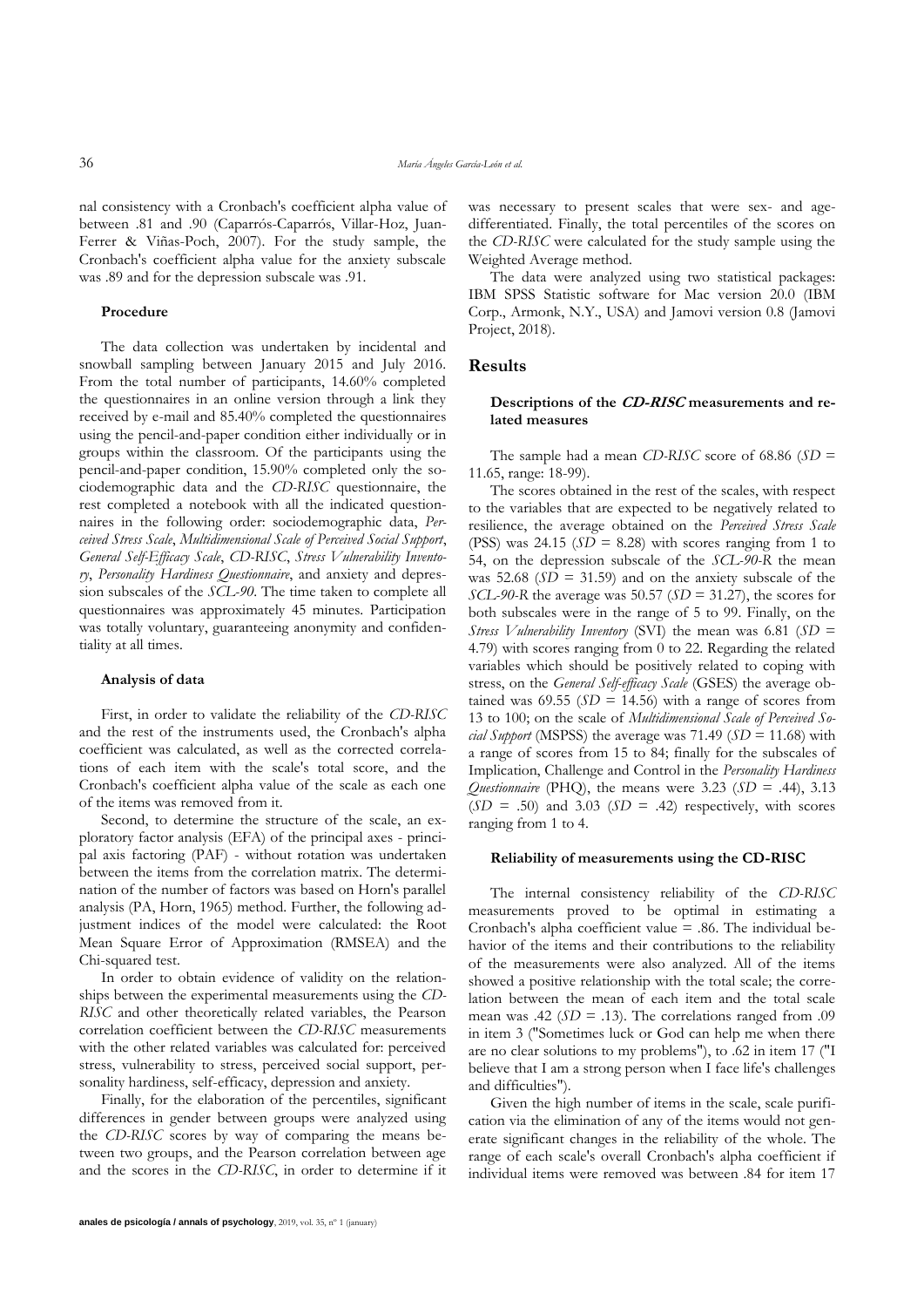nal consistency with a Cronbach's coefficient alpha value of between .81 and .90 (Caparrós-Caparrós, Villar-Hoz, Juan-Ferrer & Viñas-Poch, 2007). For the study sample, the Cronbach's coefficient alpha value for the anxiety subscale was .89 and for the depression subscale was .91.

#### Procedure

The data collection was undertaken by incidental and snowball sampling between January 2015 and July 2016. From the total number of participants, 14.60% completed the questionnaires in an online version through a link they received by e-mail and 85.40% completed the questionnaires using the pencil-and-paper condition either individually or in groups within the classroom. Of the participants using the pencil-and-paper condition, 15.90% completed only the sociodemographic data and the *CD-RISC* questionnaire, the rest completed a notebook with all the indicated questionnaires in the following order: sociodemographic data, *Perceived Stress Scale*, *Multidimensional Scale of Perceived Social Support*, *General Self-Efficacy Scale*, *CD-RISC*, *Stress Vulnerability Inventory*, *Personality Hardiness Questionnaire*, and anxiety and depression subscales of the *SCL-90*. The time taken to complete all questionnaires was approximately 45 minutes. Participation was totally voluntary, guaranteeing anonymity and confidentiality at all times.

#### Analysis of data

First, in order to validate the reliability of the *CD-RISC* and the rest of the instruments used, the Cronbach's alpha coefficient was calculated, as well as the corrected correlations of each item with the scale's total score, and the Cronbach's coefficient alpha value of the scale as each one of the items was removed from it.

Second, to determine the structure of the scale, an exploratory factor analysis (EFA) of the principal axes - principal axis factoring (PAF) - without rotation was undertaken between the items from the correlation matrix. The determination of the number of factors was based on Horn's parallel analysis (PA, Horn, 1965) method. Further, the following adjustment indices of the model were calculated: the Root Mean Square Error of Approximation (RMSEA) and the Chi-squared test.

In order to obtain evidence of validity on the relationships between the experimental measurements using the *CD-RISC* and other theoretically related variables, the Pearson correlation coefficient between the *CD-RISC* measurements with the other related variables was calculated for: perceived stress, vulnerability to stress, perceived social support, personality hardiness, self-efficacy, depression and anxiety.

Finally, for the elaboration of the percentiles, significant differences in gender between groups were analyzed using the *CD-RISC* scores by way of comparing the means between two groups, and the Pearson correlation between age and the scores in the *CD-RISC*, in order to determine if it was necessary to present scales that were sex- and age-differentiated. Finally, the total percentiles of the scores on the *CD-RISC* were calculated for the study sample using the Weighted Average method.

The data were analyzed using two statistical packages: IBM SPSS Statistic software for Mac version 20.0 (IBM Corp., Armonk, N.Y., USA) and Jamovi version 0.8 (Jamovi Project, 2018).

## Results

#### Descriptions of the *CD-RISC* measurements and related measures

The sample had a mean *CD-RISC* score of 68.86 (*SD* = 11.65, range: 18-99).

The scores obtained in the rest of the scales, with respect to the variables that are expected to be negatively related to resilience, the average obtained on the *Perceived Stress Scale* (PSS) was 24.15 (*SD* = 8.28) with scores ranging from 1 to 54, on the depression subscale of the *SCL-90-R* the mean was 52.68 (*SD* = 31.59) and on the anxiety subscale of the *SCL-90-R* the average was 50.57 (*SD* = 31.27), the scores for both subscales were in the range of 5 to 99. Finally, on the *Stress Vulnerability Inventory* (SVI) the mean was 6.81 (*SD* = 4.79) with scores ranging from 0 to 22. Regarding the related variables which should be positively related to coping with stress, on the *General Self-efficacy Scale* (GSES) the average obtained was 69.55 (*SD* = 14.56) with a range of scores from 13 to 100; on the scale of *Multidimensional Scale of Perceived Social Support* (MSPSS) the average was 71.49 (*SD* = 11.68) with a range of scores from 15 to 84; finally for the subscales of Implication, Challenge and Control in the *Personality Hardiness Questionnaire* (PHQ), the means were 3.23 (*SD* = .44), 3.13 (*SD* = .50) and 3.03 (*SD* = .42) respectively, with scores ranging from 1 to 4.

#### Reliability of measurements using the CD-RISC

The internal consistency reliability of the *CD-RISC* measurements proved to be optimal in estimating a Cronbach's alpha coefficient value = .86. The individual behavior of the items and their contributions to the reliability of the measurements were also analyzed. All of the items showed a positive relationship with the total scale; the correlation between the mean of each item and the total scale mean was .42 (*SD* = .13). The correlations ranged from .09 in item 3 ("Sometimes luck or God can help me when there are no clear solutions to my problems"), to .62 in item 17 ("I believe that I am a strong person when I face life's challenges and difficulties").

Given the high number of items in the scale, scale purification via the elimination of any of the items would not generate significant changes in the reliability of the whole. The range of each scale's overall Cronbach's alpha coefficient if individual items were removed was between .84 for item 17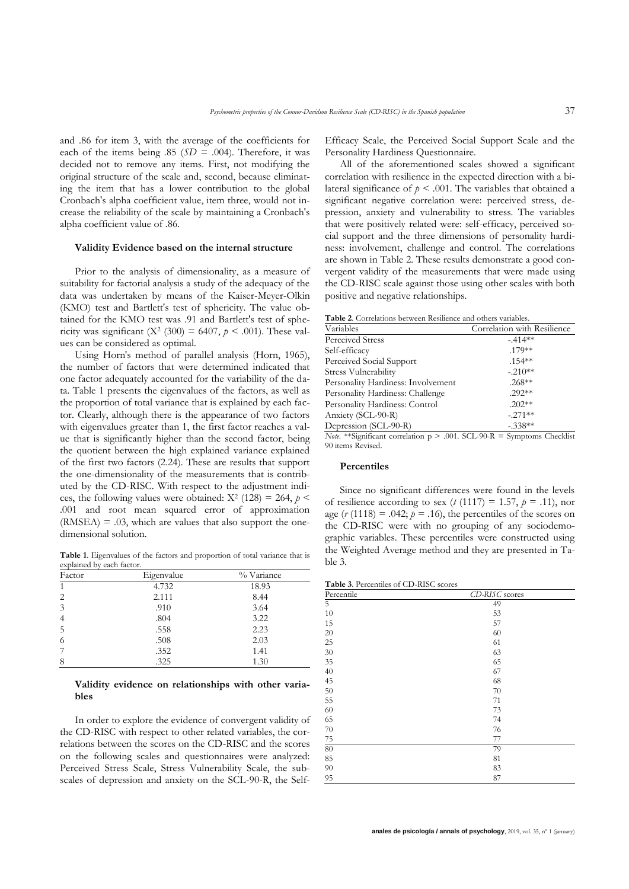and .86 for item 3, with the average of the coefficients for each of the items being .85 ($SD$ = .004). Therefore, it was decided not to remove any items. First, not modifying the original structure of the scale and, second, because eliminating the item that has a lower contribution to the global Cronbach's alpha coefficient value, item three, would not increase the reliability of the scale by maintaining a Cronbach's alpha coefficient value of .86.

### Validity Evidence based on the internal structure

Prior to the analysis of dimensionality, as a measure of suitability for factorial analysis a study of the adequacy of the data was undertaken by means of the Kaiser-Meyer-Olkin (KMO) test and Bartlett's test of sphericity. The value obtained for the KMO test was .91 and Bartlett's test of sphericity was significant ($X^2$ (300) = 6407, $p < .001$). These values can be considered as optimal.

Using Horn's method of parallel analysis (Horn, 1965), the number of factors that were determined indicated that one factor adequately accounted for the variability of the data. Table 1 presents the eigenvalues of the factors, as well as the proportion of total variance that is explained by each factor. Clearly, although there is the appearance of two factors with eigenvalues greater than 1, the first factor reaches a value that is significantly higher than the second factor, being the quotient between the high explained variance explained of the first two factors (2.24). These are results that support the one-dimensionality of the measurements that is contributed by the CD-RISC. With respect to the adjustment indices, the following values were obtained: $X^2$ (128) = 264, $p < .001$ and root mean squared error of approximation (RMSEA) = .03, which are values that also support the one-dimensional solution.

**Table 1**. Eigenvalues of the factors and proportion of total variance that is explained by each factor.

| Factor | Eigenvalue | % Variance |
|---|---|---|
| 1 | 4.732 | 18.93 |
| 2 | 2.111 | 8.44 |
| 3 | .910 | 3.64 |
| 4 | .804 | 3.22 |
| 5 | .558 | 2.23 |
| 6 | .508 | 2.03 |
| 7 | .352 | 1.41 |
| 8 | .325 | 1.30 |

### Validity evidence on relationships with other variables

In order to explore the evidence of convergent validity of the CD-RISC with respect to other related variables, the correlations between the scores on the CD-RISC and the scores on the following scales and questionnaires were analyzed: Perceived Stress Scale, Stress Vulnerability Scale, the subscales of depression and anxiety on the SCL-90-R, the Self-Efficacy Scale, the Perceived Social Support Scale and the Personality Hardiness Questionnaire.

All of the aforementioned scales showed a significant correlation with resilience in the expected direction with a bilateral significance of $p < .001$. The variables that obtained a significant negative correlation were: perceived stress, depression, anxiety and vulnerability to stress. The variables that were positively related were: self-efficacy, perceived social support and the three dimensions of personality hardiness: involvement, challenge and control. The correlations are shown in Table 2. These results demonstrate a good convergent validity of the measurements that were made using the CD-RISC scale against those using other scales with both positive and negative relationships.

**Table 2**. Correlations between Resilience and others variables.

| Variables | Correlation with Resilience |
|---|---|
| Perceived Stress | -.414** |
| Self-efficacy | .179** |
| Perceived Social Support | .154** |
| Stress Vulnerability | -.210** |
| Personality Hardiness: Involvement | .268** |
| Personality Hardiness: Challenge | .292** |
| Personality Hardiness: Control | .202** |
| Anxiety (SCL-90-R) | -.271** |
| Depression (SCL-90-R) | -.338** |

*Note*. **Significant correlation p > .001. SCL-90-R = Symptoms Checklist 90 items Revised.

### Percentiles

Since no significant differences were found in the levels of resilience according to sex ($t$ (1117) = 1.57, $p$ = .11), nor age ($r$ (1118) = .042; $p$ = .16), the percentiles of the scores on the CD-RISC were with no grouping of any sociodemographic variables. These percentiles were constructed using the Weighted Average method and they are presented in Table 3.

**Table 3**. Percentiles of CD-RISC scores

| Percentile | *CD-RISC* scores |
|---|---|
| 5 | 49 |
| 10 | 53 |
| 15 | 57 |
| 20 | 60 |
| 25 | 61 |
| 30 | 63 |
| 35 | 65 |
| 40 | 67 |
| 45 | 68 |
| 50 | 70 |
| 55 | 71 |
| 60 | 73 |
| 65 | 74 |
| 70 | 76 |
| 75 | 77 |
| 80 | 79 |
| 85 | 81 |
| 90 | 83 |
| 95 | 87 |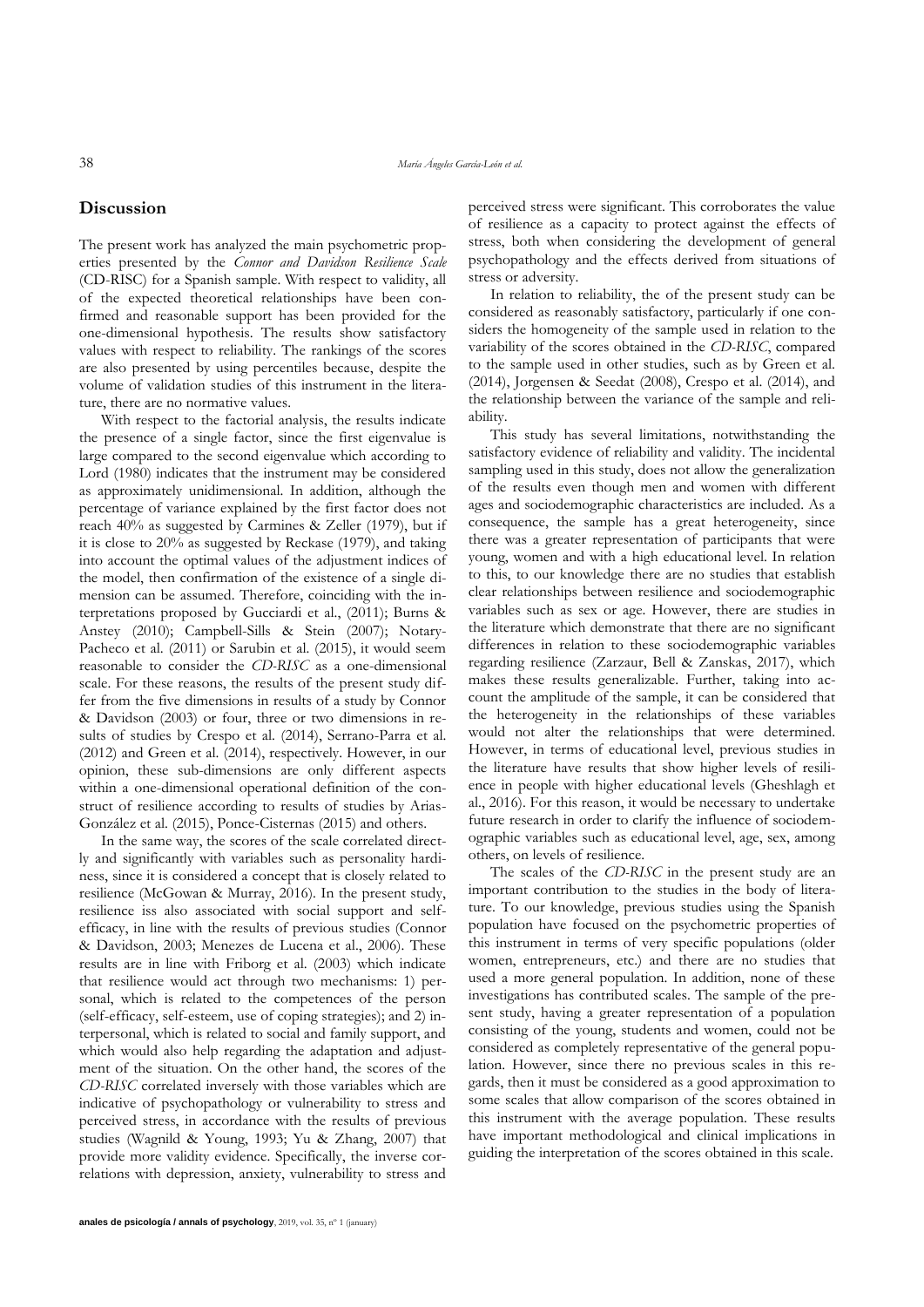## Discussion

The present work has analyzed the main psychometric properties presented by the *Connor and Davidson Resilience Scale* (CD-RISC) for a Spanish sample. With respect to validity, all of the expected theoretical relationships have been confirmed and reasonable support has been provided for the one-dimensional hypothesis. The results show satisfactory values with respect to reliability. The rankings of the scores are also presented by using percentiles because, despite the volume of validation studies of this instrument in the literature, there are no normative values.

With respect to the factorial analysis, the results indicate the presence of a single factor, since the first eigenvalue is large compared to the second eigenvalue which according to Lord (1980) indicates that the instrument may be considered as approximately unidimensional. In addition, although the percentage of variance explained by the first factor does not reach 40% as suggested by Carmines & Zeller (1979), but if it is close to 20% as suggested by Reckase (1979), and taking into account the optimal values of the adjustment indices of the model, then confirmation of the existence of a single dimension can be assumed. Therefore, coinciding with the interpretations proposed by Gucciardi et al., (2011); Burns & Anstey (2010); Campbell-Sills & Stein (2007); Notary-Pacheco et al. (2011) or Sarubin et al. (2015), it would seem reasonable to consider the *CD-RISC* as a one-dimensional scale. For these reasons, the results of the present study differ from the five dimensions in results of a study by Connor & Davidson (2003) or four, three or two dimensions in results of studies by Crespo et al. (2014), Serrano-Parra et al. (2012) and Green et al. (2014), respectively. However, in our opinion, these sub-dimensions are only different aspects within a one-dimensional operational definition of the construct of resilience according to results of studies by Arias-González et al. (2015), Ponce-Cisternas (2015) and others.

In the same way, the scores of the scale correlated directly and significantly with variables such as personality hardiness, since it is considered a concept that is closely related to resilience (McGowan & Murray, 2016). In the present study, resilience iss also associated with social support and self-efficacy, in line with the results of previous studies (Connor & Davidson, 2003; Menezes de Lucena et al., 2006). These results are in line with Friborg et al. (2003) which indicate that resilience would act through two mechanisms: 1) personal, which is related to the competences of the person (self-efficacy, self-esteem, use of coping strategies); and 2) interpersonal, which is related to social and family support, and which would also help regarding the adaptation and adjustment of the situation. On the other hand, the scores of the *CD-RISC* correlated inversely with those variables which are indicative of psychopathology or vulnerability to stress and perceived stress, in accordance with the results of previous studies (Wagnild & Young, 1993; Yu & Zhang, 2007) that provide more validity evidence. Specifically, the inverse correlations with depression, anxiety, vulnerability to stress and perceived stress were significant. This corroborates the value of resilience as a capacity to protect against the effects of stress, both when considering the development of general psychopathology and the effects derived from situations of stress or adversity.

In relation to reliability, the of the present study can be considered as reasonably satisfactory, particularly if one considers the homogeneity of the sample used in relation to the variability of the scores obtained in the *CD-RISC*, compared to the sample used in other studies, such as by Green et al. (2014), Jorgensen & Seedat (2008), Crespo et al. (2014), and the relationship between the variance of the sample and reliability.

This study has several limitations, notwithstanding the satisfactory evidence of reliability and validity. The incidental sampling used in this study, does not allow the generalization of the results even though men and women with different ages and sociodemographic characteristics are included. As a consequence, the sample has a great heterogeneity, since there was a greater representation of participants that were young, women and with a high educational level. In relation to this, to our knowledge there are no studies that establish clear relationships between resilience and sociodemographic variables such as sex or age. However, there are studies in the literature which demonstrate that there are no significant differences in relation to these sociodemographic variables regarding resilience (Zarzaur, Bell & Zanskas, 2017), which makes these results generalizable. Further, taking into account the amplitude of the sample, it can be considered that the heterogeneity in the relationships of these variables would not alter the relationships that were determined. However, in terms of educational level, previous studies in the literature have results that show higher levels of resilience in people with higher educational levels (Gheshlagh et al., 2016). For this reason, it would be necessary to undertake future research in order to clarify the influence of sociodemographic variables such as educational level, age, sex, among others, on levels of resilience.

The scales of the *CD-RISC* in the present study are an important contribution to the studies in the body of literature. To our knowledge, previous studies using the Spanish population have focused on the psychometric properties of this instrument in terms of very specific populations (older women, entrepreneurs, etc.) and there are no studies that used a more general population. In addition, none of these investigations has contributed scales. The sample of the present study, having a greater representation of a population consisting of the young, students and women, could not be considered as completely representative of the general population. However, since there no previous scales in this regards, then it must be considered as a good approximation to some scales that allow comparison of the scores obtained in this instrument with the average population. These results have important methodological and clinical implications in guiding the interpretation of the scores obtained in this scale.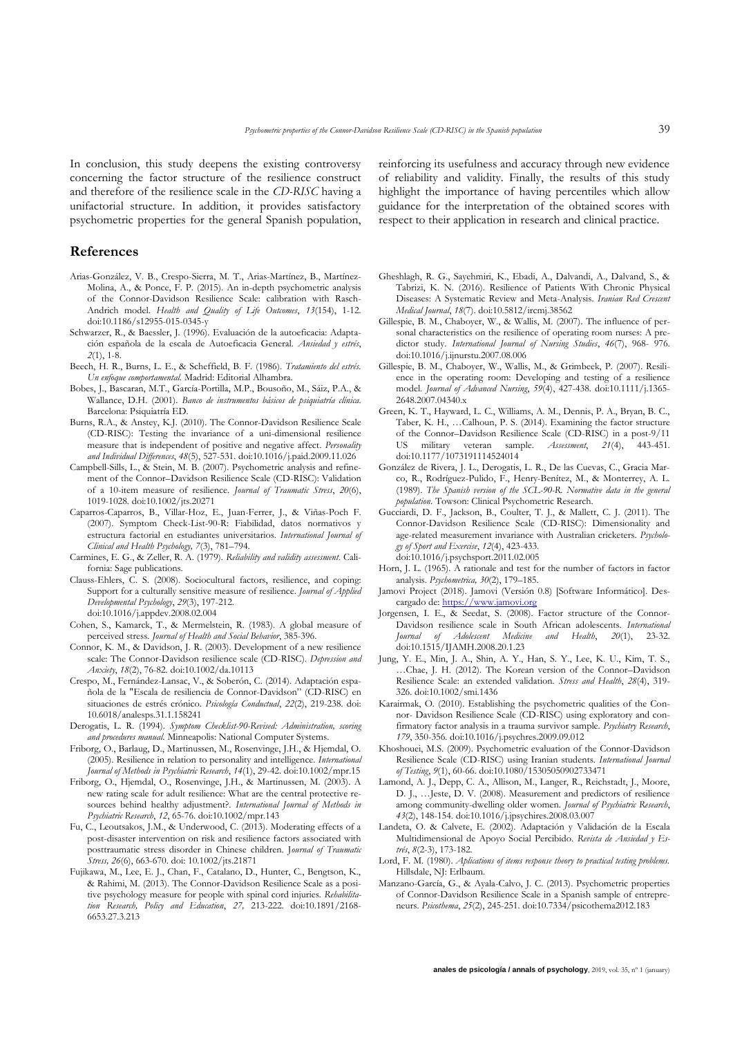In conclusion, this study deepens the existing controversy concerning the factor structure of the resilience construct and therefore of the resilience scale in the *CD-RISC* having a unifactorial structure. In addition, it provides satisfactory psychometric properties for the general Spanish population, reinforcing its usefulness and accuracy through new evidence of reliability and validity. Finally, the results of this study highlight the importance of having percentiles which allow guidance for the interpretation of the obtained scores with respect to their application in research and clinical practice.

## References

Arias-González, V. B., Crespo-Sierra, M. T., Arias-Martínez, B., Martínez-Molina, A., & Ponce, F. P. (2015). An in-depth psychometric analysis of the Connor-Davidson Resilience Scale: calibration with Rasch-Andrich model. *Health and Quality of Life Outcomes*, *13*(154), 1-12. doi:10.1186/s12955-015-0345-y

Schwarzer, R., & Baessler, J. (1996). Evaluación de la autoeficacia: Adaptación española de la escala de Autoeficacia General. *Ansiedad y estrés*, *2*(1), 1-8.

Beech, H. R., Burns, L. E., & Scheffield, B. F. (1986). *Tratamiento del estrés. Un enfoque comportamental*. Madrid: Editorial Alhambra.

Bobes, J., Bascaran, M.T., García-Portilla, M.P., Bousoño, M., Sáiz, P.A., & Wallance, D.H. (2001). *Banco de instrumentos básicos de psiquiatría clínica*. Barcelona: Psiquiatría ED.

Burns, R.A., & Anstey, K.J. (2010). The Connor-Davidson Resilience Scale (CD-RISC): Testing the invariance of a uni-dimensional resilience measure that is independent of positive and negative affect. *Personality and Individual Differences*, *48*(5), 527-531. doi:10.1016/j.paid.2009.11.026

Campbell-Sills, L., & Stein, M. B. (2007). Psychometric analysis and refinement of the Connor–Davidson Resilience Scale (CD-RISC): Validation of a 10-item measure of resilience. *Journal of Traumatic Stress*, *20*(6), 1019-1028. doi:10.1002/jts.20271

Caparros-Caparros, B., Villar-Hoz, E., Juan-Ferrer, J., & Viñas-Poch F. (2007). Symptom Check-List-90-R: Fiabilidad, datos normativos y estructura factorial en estudiantes universitarios. *International Journal of Clinical and Health Psychology, 7*(3), 781–794.

Carmines, E. G., & Zeller, R. A. (1979). *Reliability and validity assessment*. California: Sage publications.

Clauss-Ehlers, C. S. (2008). Sociocultural factors, resilience, and coping: Support for a culturally sensitive measure of resilience. *Journal of Applied Developmental Psychology*, *29*(3), 197-212. doi:10.1016/j.appdev.2008.02.004

Cohen, S., Kamarck, T., & Mermelstein, R. (1983). A global measure of perceived stress. *Journal of Health and Social Behavior*, 385-396.

Connor, K. M., & Davidson, J. R. (2003). Development of a new resilience scale: The Connor-Davidson resilience scale (CD-RISC). *Depression and Anxiety*, *18*(2), 76-82. doi:10.1002/da.10113

Crespo, M., Fernández-Lansac, V., & Soberón, C. (2014). Adaptación española de la "Escala de resiliencia de Connor-Davidson" (CD-RISC) en situaciones de estrés crónico. *Psicología Conductual*, *22*(2), 219-238. doi: 10.6018/analesps.31.1.158241

Derogatis, L. R. (1994). *Symptom Checklist-90-Revised: Administration, scoring and procedures manual.* Minneapolis: National Computer Systems.

Friborg, O., Barlaug, D., Martinussen, M., Rosenvinge, J.H., & Hjemdal, O. (2005). Resilience in relation to personality and intelligence. *International Journal of Methods in Psychiatric Research*, *14*(1), 29-42. doi:10.1002/mpr.15

Friborg, O., Hjemdal, O., Rosenvinge, J.H., & Martinussen, M. (2003). A new rating scale for adult resilience: What are the central protective resources behind healthy adjustment?. *International Journal of Methods in Psychiatric Research*, *12*, 65-76. doi:10.1002/mpr.143

Fu, C., Leoutsakos, J.M., & Underwood, C. (2013). Moderating effects of a post-disaster intervention on risk and resilience factors associated with posttraumatic stress disorder in Chinese children. *Journal of Traumatic Stress, 26*(6), 663-670. doi: 10.1002/jts.21871

Fujikawa, M., Lee, E. J., Chan, F., Catalano, D., Hunter, C., Bengtson, K., & Rahimi, M. (2013). The Connor-Davidson Resilience Scale as a positive psychology measure for people with spinal cord injuries. *Rehabilitation Research, Policy and Education*, *27,* 213-222. doi:10.1891/2168-6653.27.3.213

Gheshlagh, R. G., Sayehmiri, K., Ebadi, A., Dalvandi, A., Dalvand, S., & Tabrizi, K. N. (2016). Resilience of Patients With Chronic Physical Diseases: A Systematic Review and Meta-Analysis. *Iranian Red Crescent Medical Journal*, *18*(7). doi:10.5812/ircmj.38562

Gillespie, B. M., Chaboyer, W., & Wallis, M. (2007). The influence of personal characteristics on the resilience of operating room nurses: A predictor study. *International Journal of Nursing Studies*, *46*(7), 968- 976. doi:10.1016/j.ijnurstu.2007.08.006

Gillespie, B. M., Chaboyer, W., Wallis, M., & Grimbeek, P. (2007). Resilience in the operating room: Developing and testing of a resilience model. *Journal of Advanced Nursing*, *59*(4), 427-438. doi:10.1111/j.1365-2648.2007.04340.x

Green, K. T., Hayward, L. C., Williams, A. M., Dennis, P. A., Bryan, B. C., Taber, K. H., …Calhoun, P. S. (2014). Examining the factor structure of the Connor–Davidson Resilience Scale (CD-RISC) in a post-9/11 US military veteran sample. *Assessment*, *21*(4), 443-451. doi:10.1177/1073191114524014

González de Rivera, J. L., Derogatis, L. R., De las Cuevas, C., Gracia Marco, R., Rodríguez-Pulido, F., Henry-Benítez, M., & Monterrey, A. L. (1989). *The Spanish version of the SCL-90-R. Normative data in the general population.* Towson: Clinical Psychometric Research.

Gucciardi, D. F., Jackson, B., Coulter, T. J., & Mallett, C. J. (2011). The Connor-Davidson Resilience Scale (CD-RISC): Dimensionality and age-related measurement invariance with Australian cricketers. *Psychology of Sport and Exercise*, *12*(4), 423-433. doi:10.1016/j.psychsport.2011.02.005

Horn, J. L. (1965). A rationale and test for the number of factors in factor analysis. *Psychometrica, 30*(2), 179–185.

Jamovi Project (2018). Jamovi (Versión 0.8) [Software Informático]. Descargado de: https://www.jamovi.org

Jorgensen, I. E., & Seedat, S. (2008). Factor structure of the Connor-Davidson resilience scale in South African adolescents. *International Journal of Adolescent Medicine and Health*, *20*(1), 23-32. doi:10.1515/IJAMH.2008.20.1.23

Jung, Y. E., Min, J. A., Shin, A. Y., Han, S. Y., Lee, K. U., Kim, T. S., …Chae, J. H. (2012). The Korean version of the Connor–Davidson Resilience Scale: an extended validation. *Stress and Health*, *28*(4), 319-326. doi:10.1002/smi.1436

Karairmak, O. (2010). Establishing the psychometric qualities of the Connor- Davidson Resilience Scale (CD-RISC) using exploratory and confirmatory factor analysis in a trauma survivor sample. *Psychiatry Research*, *179*, 350-356. doi:10.1016/j.psychres.2009.09.012

Khoshouei, M.S. (2009). Psychometric evaluation of the Connor-Davidson Resilience Scale (CD-RISC) using Iranian students. *International Journal of Testing*, *9*(1), 60-66. doi:10.1080/15305050902733471

Lamond, A. J., Depp, C. A., Allison, M., Langer, R., Reichstadt, J., Moore, D. J., …Jeste, D. V. (2008). Measurement and predictors of resilience among community-dwelling older women. *Journal of Psychiatric Research*, *43*(2), 148-154. doi:10.1016/j.jpsychires.2008.03.007

Landeta, O. & Calvete, E. (2002). Adaptación y Validación de la Escala Multidimensional de Apoyo Social Percibido. *Revista de Ansiedad y Estrés*, *8*(2-3), 173-182.

Lord, F. M. (1980). *Aplications of items response theory to practical testing problems.* Hillsdale, NJ: Erlbaum.

Manzano-García, G., & Ayala-Calvo, J. C. (2013). Psychometric properties of Connor-Davidson Resilience Scale in a Spanish sample of entrepreneurs. *Psicothema*, *25*(2), 245-251. doi:10.7334/psicothema2012.183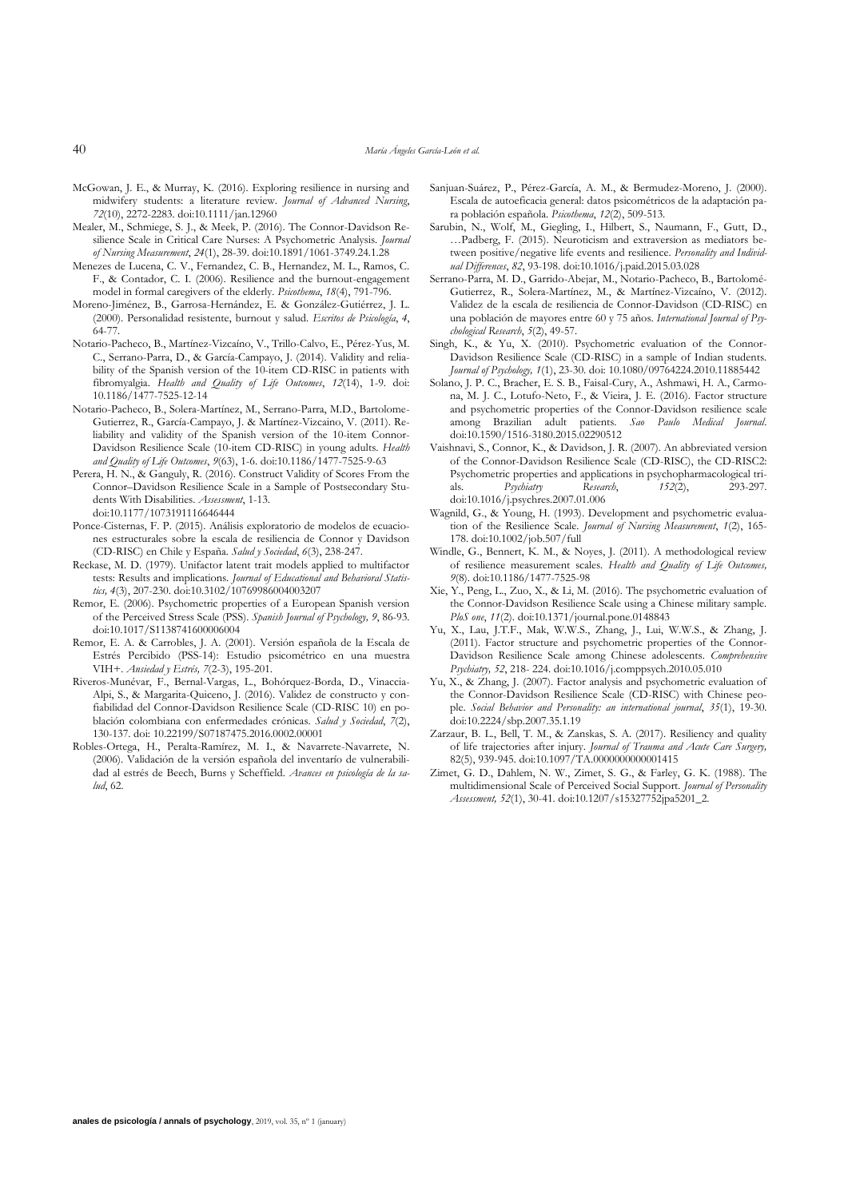McGowan, J. E., & Murray, K. (2016). Exploring resilience in nursing and midwifery students: a literature review. *Journal of Advanced Nursing*, *72*(10), 2272-2283. doi:10.1111/jan.12960

Mealer, M., Schmiege, S. J., & Meek, P. (2016). The Connor-Davidson Resilience Scale in Critical Care Nurses: A Psychometric Analysis. *Journal of Nursing Measurement*, *24*(1), 28-39. doi:10.1891/1061-3749.24.1.28

Menezes de Lucena, C. V., Fernandez, C. B., Hernandez, M. L., Ramos, C. F., & Contador, C. I. (2006). Resilience and the burnout-engagement model in formal caregivers of the elderly. *Psicothema*, *18*(4), 791-796.

Moreno-Jiménez, B., Garrosa-Hernández, E. & González-Gutiérrez, J. L. (2000). Personalidad resistente, burnout y salud. *Escritos de Psicología*, *4*, 64-77.

Notario-Pacheco, B., Martínez-Vizcaíno, V., Trillo-Calvo, E., Pérez-Yus, M. C., Serrano-Parra, D., & García-Campayo, J. (2014). Validity and reliability of the Spanish version of the 10-item CD-RISC in patients with fibromyalgia. *Health and Quality of Life Outcomes*, *12*(14), 1-9. doi: 10.1186/1477-7525-12-14

Notario-Pacheco, B., Solera-Martínez, M., Serrano-Parra, M.D., Bartolome-Gutierrez, R., García-Campayo, J. & Martínez-Vizcaino, V. (2011). Reliability and validity of the Spanish version of the 10-item Connor-Davidson Resilience Scale (10-item CD-RISC) in young adults. *Health and Quality of Life Outcomes*, *9*(63), 1-6. doi:10.1186/1477-7525-9-63

Perera, H. N., & Ganguly, R. (2016). Construct Validity of Scores From the Connor–Davidson Resilience Scale in a Sample of Postsecondary Students With Disabilities. *Assessment*, 1-13. doi:10.1177/1073191116646444

Ponce-Cisternas, F. P. (2015). Análisis exploratorio de modelos de ecuaciones estructurales sobre la escala de resiliencia de Connor y Davidson (CD-RISC) en Chile y España. *Salud y Sociedad*, *6*(3), 238-247.

Reckase, M. D. (1979). Unifactor latent trait models applied to multifactor tests: Results and implications. *Journal of Educational and Behavioral Statistics*, *4*(3), 207-230. doi:10.3102/10769986004003207

Remor, E. (2006). Psychometric properties of a European Spanish version of the Perceived Stress Scale (PSS). *Spanish Journal of Psychology, 9*, 86-93. doi:10.1017/S1138741600006004

Remor, E. A. & Carrobles, J. A. (2001). Versión española de la Escala de Estrés Percibido (PSS-14): Estudio psicométrico en una muestra VIH+. *Ansiedad y Estrés, 7*(2-3), 195-201.

Riveros-Munévar, F., Bernal-Vargas, L., Bohórquez-Borda, D., Vinaccia-Alpi, S., & Margarita-Quiceno, J. (2016). Validez de constructo y confiabilidad del Connor-Davidson Resilience Scale (CD-RISC 10) en población colombiana con enfermedades crónicas. *Salud y Sociedad*, *7*(2), 130-137. doi: 10.22199/S07187475.2016.0002.00001

Robles-Ortega, H., Peralta-Ramírez, M. I., & Navarrete-Navarrete, N. (2006). Validación de la versión española del inventario de vulnerabilidad al estrés de Beech, Burns y Scheffield. *Avances en psicología de la salud*, 62.

Sanjuan-Suárez, P., Pérez-García, A. M., & Bermudez-Moreno, J. (2000). Escala de autoeficacia general: datos psicométricos de la adaptación para población española. *Psicothema*, *12*(2), 509-513.

Sarubin, N., Wolf, M., Giegling, I., Hilbert, S., Naumann, F., Gutt, D., …Padberg, F. (2015). Neuroticism and extraversion as mediators between positive/negative life events and resilience. *Personality and Individual Differences*, *82*, 93-198. doi:10.1016/j.paid.2015.03.028

Serrano-Parra, M. D., Garrido-Abejar, M., Notario-Pacheco, B., Bartolomé-Gutierrez, R., Solera-Martínez, M., & Martínez-Vizcaíno, V. (2012). Validez de la escala de resiliencia de Connor-Davidson (CD-RISC) en una población de mayores entre 60 y 75 años. *International Journal of Psychological Research*, *5*(2), 49-57.

Singh, K., & Yu, X. (2010). Psychometric evaluation of the Connor-Davidson Resilience Scale (CD-RISC) in a sample of Indian students. *Journal of Psychology, 1*(1), 23-30. doi: 10.1080/09764224.2010.11885442

Solano, J. P. C., Bracher, E. S. B., Faisal-Cury, A., Ashmawi, H. A., Carmona, M. J. C., Lotufo-Neto, F., & Vieira, J. E. (2016). Factor structure and psychometric properties of the Connor-Davidson resilience scale among Brazilian adult patients. *Sao Paulo Medical Journal*. doi:10.1590/1516-3180.2015.02290512

Vaishnavi, S., Connor, K., & Davidson, J. R. (2007). An abbreviated version of the Connor-Davidson Resilience Scale (CD-RISC), the CD-RISC2: Psychometric properties and applications in psychopharmacological trials. *Psychiatry Research*, *152*(2), 293-297. doi:10.1016/j.psychres.2007.01.006

Wagnild, G., & Young, H. (1993). Development and psychometric evaluation of the Resilience Scale. *Journal of Nursing Measurement*, *1*(2), 165-178. doi:10.1002/job.507/full

Windle, G., Bennert, K. M., & Noyes, J. (2011). A methodological review of resilience measurement scales. *Health and Quality of Life Outcomes, 9*(8). doi:10.1186/1477-7525-98

Xie, Y., Peng, L., Zuo, X., & Li, M. (2016). The psychometric evaluation of the Connor-Davidson Resilience Scale using a Chinese military sample. *PloS one*, *11*(2). doi:10.1371/journal.pone.0148843

Yu, X., Lau, J.T.F., Mak, W.W.S., Zhang, J., Lui, W.W.S., & Zhang, J. (2011). Factor structure and psychometric properties of the Connor-Davidson Resilience Scale among Chinese adolescents. *Comprehensive Psychiatry, 52*, 218- 224. doi:10.1016/j.comppsych.2010.05.010

Yu, X., & Zhang, J. (2007). Factor analysis and psychometric evaluation of the Connor-Davidson Resilience Scale (CD-RISC) with Chinese people. *Social Behavior and Personality: an international journal*, *35*(1), 19-30. doi:10.2224/sbp.2007.35.1.19

Zarzaur, B. L., Bell, T. M., & Zanskas, S. A. (2017). Resiliency and quality of life trajectories after injury. *Journal of Trauma and Acute Care Surgery,* 82(5), 939-945. doi:10.1097/TA.0000000000001415

Zimet, G. D., Dahlem, N. W., Zimet, S. G., & Farley, G. K. (1988). The multidimensional Scale of Perceived Social Support. *Journal of Personality Assessment, 52*(1), 30-41. doi:10.1207/s15327752jpa5201_2.